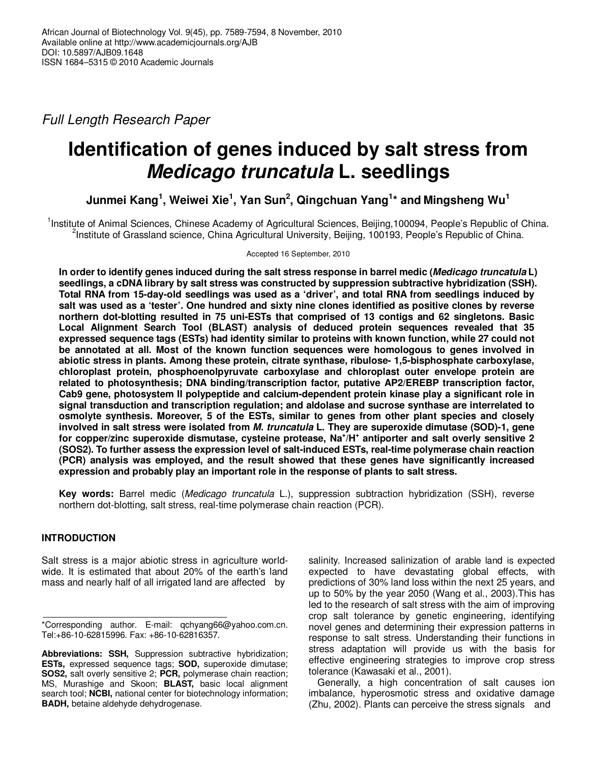African Journal of Biotechnology Vol. 9(45), pp. 7589-7594, 8 November, 2010
Available online at http://www.academicjournals.org/AJB
DOI: 10.5897/AJB09.1648
ISSN 1684–5315 © 2010 Academic Journals

*Full Length Research Paper*

# Identification of genes induced by salt stress from *Medicago truncatula* L. seedlings

**Junmei Kang[1], Weiwei Xie[1], Yan Sun[2], Qingchuan Yang[1]* and Mingsheng Wu[1]**

[1]Institute of Animal Sciences, Chinese Academy of Agricultural Sciences, Beijing,100094, People's Republic of China.
[2]Institute of Grassland science, China Agricultural University, Beijing, 100193, People's Republic of China.

Accepted 16 September, 2010

**In order to identify genes induced during the salt stress response in barrel medic (*Medicago truncatula* L) seedlings, a cDNA library by salt stress was constructed by suppression subtractive hybridization (SSH). Total RNA from 15-day-old seedlings was used as a 'driver', and total RNA from seedlings induced by salt was used as a 'tester'. One hundred and sixty nine clones identified as positive clones by reverse northern dot-blotting resulted in 75 uni-ESTs that comprised of 13 contigs and 62 singletons. Basic Local Alignment Search Tool (BLAST) analysis of deduced protein sequences revealed that 35 expressed sequence tags (ESTs) had identity similar to proteins with known function, while 27 could not be annotated at all. Most of the known function sequences were homologous to genes involved in abiotic stress in plants. Among these protein, citrate synthase, ribulose- 1,5-bisphosphate carboxylase, chloroplast protein, phosphoenolpyruvate carboxylase and chloroplast outer envelope protein are related to photosynthesis; DNA binding/transcription factor, putative AP2/EREBP transcription factor, Cab9 gene, photosystem II polypeptide and calcium-dependent protein kinase play a significant role in signal transduction and transcription regulation; and aldolase and sucrose synthase are interrelated to osmolyte synthesis. Moreover, 5 of the ESTs, similar to genes from other plant species and closely involved in salt stress were isolated from *M. truncatula* L. They are superoxide dimutase (SOD)-1, gene for copper/zinc superoxide dismutase, cysteine protease, $Na^+/H^+$ antiporter and salt overly sensitive 2 (SOS2). To further assess the expression level of salt-induced ESTs, real-time polymerase chain reaction (PCR) analysis was employed, and the result showed that these genes have significantly increased expression and probably play an important role in the response of plants to salt stress.**

**Key words:** Barrel medic (*Medicago truncatula* L.), suppression subtraction hybridization (SSH), reverse northern dot-blotting, salt stress, real-time polymerase chain reaction (PCR).

## INTRODUCTION

Salt stress is a major abiotic stress in agriculture worldwide. It is estimated that about 20% of the earth's land mass and nearly half of all irrigated land are affected by salinity. Increased salinization of arable land is expected expected to have devastating global effects, with predictions of 30% land loss within the next 25 years, and up to 50% by the year 2050 (Wang et al., 2003).This has led to the research of salt stress with the aim of improving crop salt tolerance by genetic engineering, identifying novel genes and determining their expression patterns in response to salt stress. Understanding their functions in stress adaptation will provide us with the basis for effective engineering strategies to improve crop stress tolerance (Kawasaki et al., 2001).

Generally, a high concentration of salt causes ion imbalance, hyperosmotic stress and oxidative damage (Zhu, 2002). Plants can perceive the stress signals and

*Corresponding author. E-mail: qchyang66@yahoo.com.cn. Tel:+86-10-62815996. Fax: +86-10-62816357.

**Abbreviations: SSH,** Suppression subtractive hybridization; **ESTs,** expressed sequence tags; **SOD,** superoxide dimutase; **SOS2,** salt overly sensitive 2; **PCR,** polymerase chain reaction; MS, Murashige and Skoon; **BLAST,** basic local alignment search tool; **NCBI,** national center for biotechnology information; **BADH,** betaine aldehyde dehydrogenase.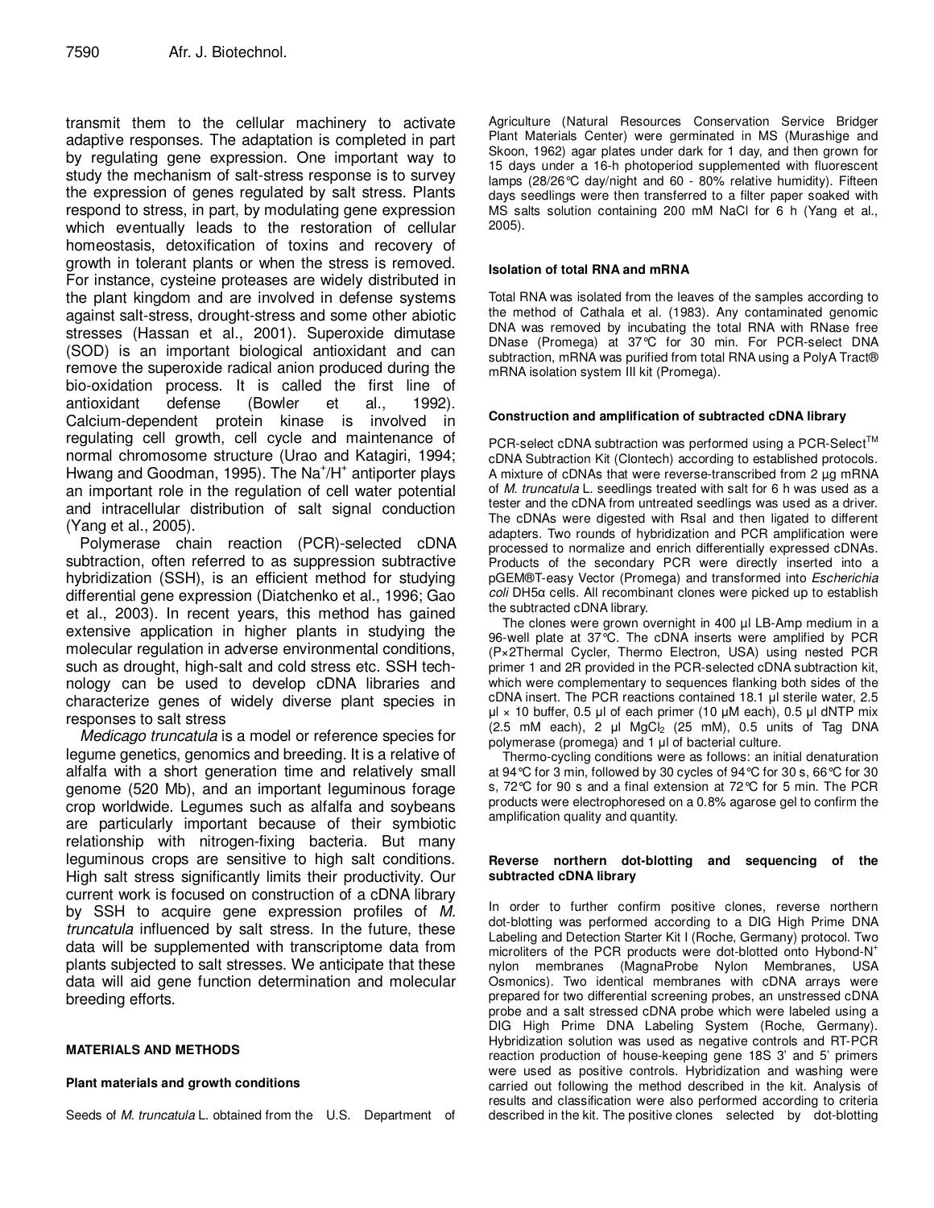transmit them to the cellular machinery to activate adaptive responses. The adaptation is completed in part by regulating gene expression. One important way to study the mechanism of salt-stress response is to survey the expression of genes regulated by salt stress. Plants respond to stress, in part, by modulating gene expression which eventually leads to the restoration of cellular homeostasis, detoxification of toxins and recovery of growth in tolerant plants or when the stress is removed. For instance, cysteine proteases are widely distributed in the plant kingdom and are involved in defense systems against salt-stress, drought-stress and some other abiotic stresses (Hassan et al., 2001). Superoxide dimutase (SOD) is an important biological antioxidant and can remove the superoxide radical anion produced during the bio-oxidation process. It is called the first line of antioxidant defense (Bowler et al., 1992). Calcium-dependent protein kinase is involved in regulating cell growth, cell cycle and maintenance of normal chromosome structure (Urao and Katagiri, 1994; Hwang and Goodman, 1995). The $Na^+/H^+$ antiporter plays an important role in the regulation of cell water potential and intracellular distribution of salt signal conduction (Yang et al., 2005).

Polymerase chain reaction (PCR)-selected cDNA subtraction, often referred to as suppression subtractive hybridization (SSH), is an efficient method for studying differential gene expression (Diatchenko et al., 1996; Gao et al., 2003). In recent years, this method has gained extensive application in higher plants in studying the molecular regulation in adverse environmental conditions, such as drought, high-salt and cold stress etc. SSH technology can be used to develop cDNA libraries and characterize genes of widely diverse plant species in responses to salt stress

*Medicago truncatula* is a model or reference species for legume genetics, genomics and breeding. It is a relative of alfalfa with a short generation time and relatively small genome (520 Mb), and an important leguminous forage crop worldwide. Legumes such as alfalfa and soybeans are particularly important because of their symbiotic relationship with nitrogen-fixing bacteria. But many leguminous crops are sensitive to high salt conditions. High salt stress significantly limits their productivity. Our current work is focused on construction of a cDNA library by SSH to acquire gene expression profiles of *M. truncatula* influenced by salt stress. In the future, these data will be supplemented with transcriptome data from plants subjected to salt stresses. We anticipate that these data will aid gene function determination and molecular breeding efforts.

## MATERIALS AND METHODS

### Plant materials and growth conditions

Seeds of *M. truncatula* L. obtained from the U.S. Department of Agriculture (Natural Resources Conservation Service Bridger Plant Materials Center) were germinated in MS (Murashige and Skoon, 1962) agar plates under dark for 1 day, and then grown for 15 days under a 16-h photoperiod supplemented with fluorescent lamps (28/26°C day/night and 60 - 80% relative humidity). Fifteen days seedlings were then transferred to a filter paper soaked with MS salts solution containing 200 mM NaCl for 6 h (Yang et al., 2005).

### Isolation of total RNA and mRNA

Total RNA was isolated from the leaves of the samples according to the method of Cathala et al. (1983). Any contaminated genomic DNA was removed by incubating the total RNA with RNase free DNase (Promega) at 37°C for 30 min. For PCR-select DNA subtraction, mRNA was purified from total RNA using a PolyA Tract® mRNA isolation system III kit (Promega).

### Construction and amplification of subtracted cDNA library

PCR-select cDNA subtraction was performed using a PCR-Select™ cDNA Subtraction Kit (Clontech) according to established protocols. A mixture of cDNAs that were reverse-transcribed from 2 µg mRNA of *M. truncatula* L. seedlings treated with salt for 6 h was used as a tester and the cDNA from untreated seedlings was used as a driver. The cDNAs were digested with RsaI and then ligated to different adapters. Two rounds of hybridization and PCR amplification were processed to normalize and enrich differentially expressed cDNAs. Products of the secondary PCR were directly inserted into a pGEM®T-easy Vector (Promega) and transformed into *Escherichia coli* DH5α cells. All recombinant clones were picked up to establish the subtracted cDNA library.

The clones were grown overnight in 400 µl LB-Amp medium in a 96-well plate at 37°C. The cDNA inserts were amplified by PCR (P×2Thermal Cycler, Thermo Electron, USA) using nested PCR primer 1 and 2R provided in the PCR-selected cDNA subtraction kit, which were complementary to sequences flanking both sides of the cDNA insert. The PCR reactions contained 18.1 µl sterile water, 2.5 µl × 10 buffer, 0.5 µl of each primer (10 µM each), 0.5 µl dNTP mix (2.5 mM each), 2 µl $MgCl_2$ (25 mM), 0.5 units of Tag DNA polymerase (promega) and 1 µl of bacterial culture.

Thermo-cycling conditions were as follows: an initial denaturation at 94°C for 3 min, followed by 30 cycles of 94°C for 30 s, 66°C for 30 s, 72°C for 90 s and a final extension at 72°C for 5 min. The PCR products were electrophoresed on a 0.8% agarose gel to confirm the amplification quality and quantity.

### Reverse northern dot-blotting and sequencing of the subtracted cDNA library

In order to further confirm positive clones, reverse northern dot-blotting was performed according to a DIG High Prime DNA Labeling and Detection Starter Kit I (Roche, Germany) protocol. Two microliters of the PCR products were dot-blotted onto Hybond-N$^+$ nylon membranes (MagnaProbe Nylon Membranes, USA Osmonics). Two identical membranes with cDNA arrays were prepared for two differential screening probes, an unstressed cDNA probe and a salt stressed cDNA probe which were labeled using a DIG High Prime DNA Labeling System (Roche, Germany). Hybridization solution was used as negative controls and RT-PCR reaction production of house-keeping gene 18S 3' and 5' primers were used as positive controls. Hybridization and washing were carried out following the method described in the kit. Analysis of results and classification were also performed according to criteria described in the kit. The positive clones selected by dot-blotting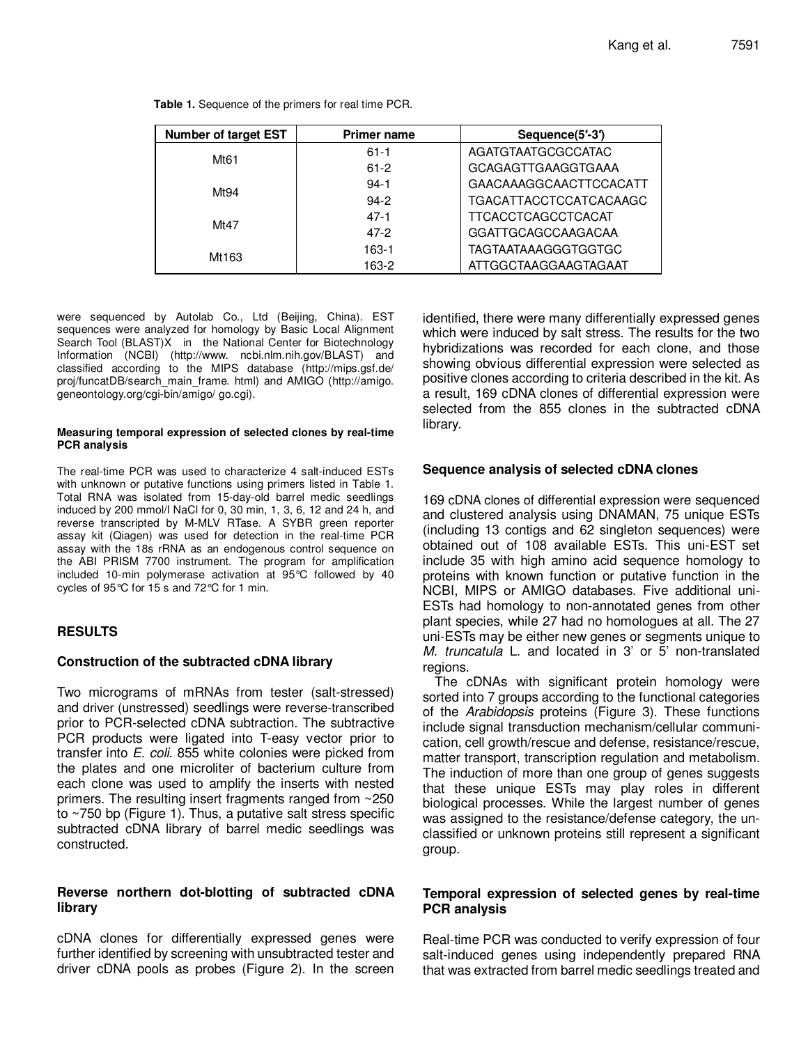**Table 1.** Sequence of the primers for real time PCR.

| Number of target EST | Primer name | Sequence(5′-3′) |
|---|---|---|
| Mt61 | 61-1 | AGATGTAATGCGCCATAC |
| | 61-2 | GCAGAGTTGAAGGTGAAA |
| Mt94 | 94-1 | GAACAAAGGCAACTTCCACATT |
| | 94-2 | TGACATTACCTCCATCACAAGC |
| Mt47 | 47-1 | TTCACCTCAGCCTCACAT |
| | 47-2 | GGATTGCAGCCAAGACAA |
| Mt163 | 163-1 | TAGTAATAAAGGGTGGTGC |
| | 163-2 | ATTGGCTAAGGAAGTAGAAT |

were sequenced by Autolab Co., Ltd (Beijing, China). EST sequences were analyzed for homology by Basic Local Alignment Search Tool (BLAST)X in the National Center for Biotechnology Information (NCBI) (http://www. ncbi.nlm.nih.gov/BLAST) and classified according to the MIPS database (http://mips.gsf.de/ proj/funcatDB/search_main_frame. html) and AMIGO (http://amigo. geneontology.org/cgi-bin/amigo/ go.cgi).

#### Measuring temporal expression of selected clones by real-time PCR analysis

The real-time PCR was used to characterize 4 salt-induced ESTs with unknown or putative functions using primers listed in Table 1. Total RNA was isolated from 15-day-old barrel medic seedlings induced by 200 mmol/l NaCl for 0, 30 min, 1, 3, 6, 12 and 24 h, and reverse transcripted by M-MLV RTase. A SYBR green reporter assay kit (Qiagen) was used for detection in the real-time PCR assay with the 18s rRNA as an endogenous control sequence on the ABI PRISM 7700 instrument. The program for amplification included 10-min polymerase activation at 95°C followed by 40 cycles of 95°C for 15 s and 72°C for 1 min.

## RESULTS

### Construction of the subtracted cDNA library

Two micrograms of mRNAs from tester (salt-stressed) and driver (unstressed) seedlings were reverse-transcribed prior to PCR-selected cDNA subtraction. The subtractive PCR products were ligated into T-easy vector prior to transfer into *E. coli*. 855 white colonies were picked from the plates and one microliter of bacterium culture from each clone was used to amplify the inserts with nested primers. The resulting insert fragments ranged from ~250 to ~750 bp (Figure 1). Thus, a putative salt stress specific subtracted cDNA library of barrel medic seedlings was constructed.

### Reverse northern dot-blotting of subtracted cDNA library

cDNA clones for differentially expressed genes were further identified by screening with unsubtracted tester and driver cDNA pools as probes (Figure 2). In the screen identified, there were many differentially expressed genes which were induced by salt stress. The results for the two hybridizations was recorded for each clone, and those showing obvious differential expression were selected as positive clones according to criteria described in the kit. As a result, 169 cDNA clones of differential expression were selected from the 855 clones in the subtracted cDNA library.

### Sequence analysis of selected cDNA clones

169 cDNA clones of differential expression were sequenced and clustered analysis using DNAMAN, 75 unique ESTs (including 13 contigs and 62 singleton sequences) were obtained out of 108 available ESTs. This uni-EST set include 35 with high amino acid sequence homology to proteins with known function or putative function in the NCBI, MIPS or AMIGO databases. Five additional uni-ESTs had homology to non-annotated genes from other plant species, while 27 had no homologues at all. The 27 uni-ESTs may be either new genes or segments unique to *M. truncatula* L. and located in 3' or 5' non-translated regions.

The cDNAs with significant protein homology were sorted into 7 groups according to the functional categories of the *Arabidopsis* proteins (Figure 3). These functions include signal transduction mechanism/cellular communication, cell growth/rescue and defense, resistance/rescue, matter transport, transcription regulation and metabolism. The induction of more than one group of genes suggests that these unique ESTs may play roles in different biological processes. While the largest number of genes was assigned to the resistance/defense category, the unclassified or unknown proteins still represent a significant group.

### Temporal expression of selected genes by real-time PCR analysis

Real-time PCR was conducted to verify expression of four salt-induced genes using independently prepared RNA that was extracted from barrel medic seedlings treated and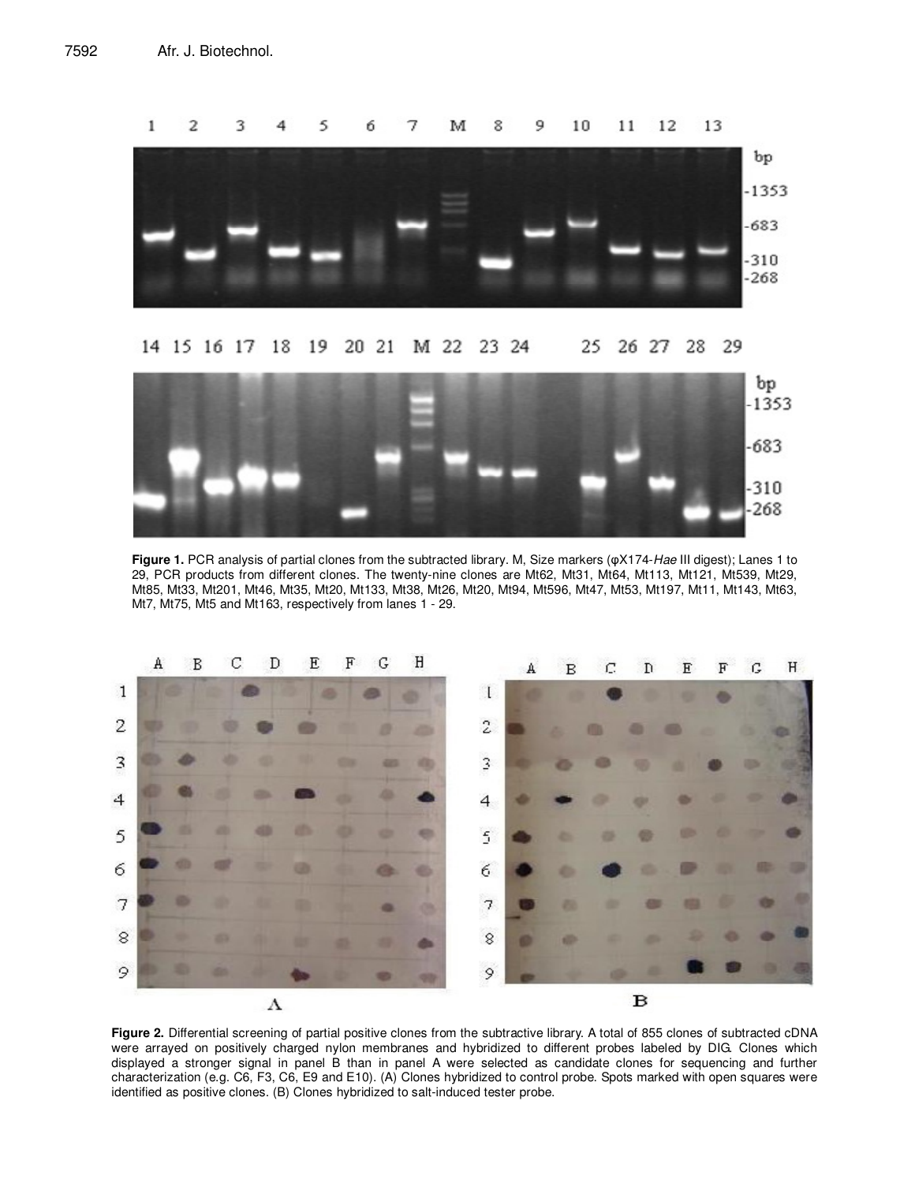**Figure 1.** PCR analysis of partial clones from the subtracted library. M, Size markers (φX174-*Hae* III digest); Lanes 1 to 29, PCR products from different clones. The twenty-nine clones are Mt62, Mt31, Mt64, Mt113, Mt121, Mt539, Mt29, Mt85, Mt33, Mt201, Mt46, Mt35, Mt20, Mt133, Mt38, Mt26, Mt20, Mt94, Mt596, Mt47, Mt53, Mt197, Mt11, Mt143, Mt63, Mt7, Mt75, Mt5 and Mt163, respectively from lanes 1 - 29.

**Figure 2.** Differential screening of partial positive clones from the subtractive library. A total of 855 clones of subtracted cDNA were arrayed on positively charged nylon membranes and hybridized to different probes labeled by DIG. Clones which displayed a stronger signal in panel B than in panel A were selected as candidate clones for sequencing and further characterization (e.g. C6, F3, C6, E9 and E10). (A) Clones hybridized to control probe. Spots marked with open squares were identified as positive clones. (B) Clones hybridized to salt-induced tester probe.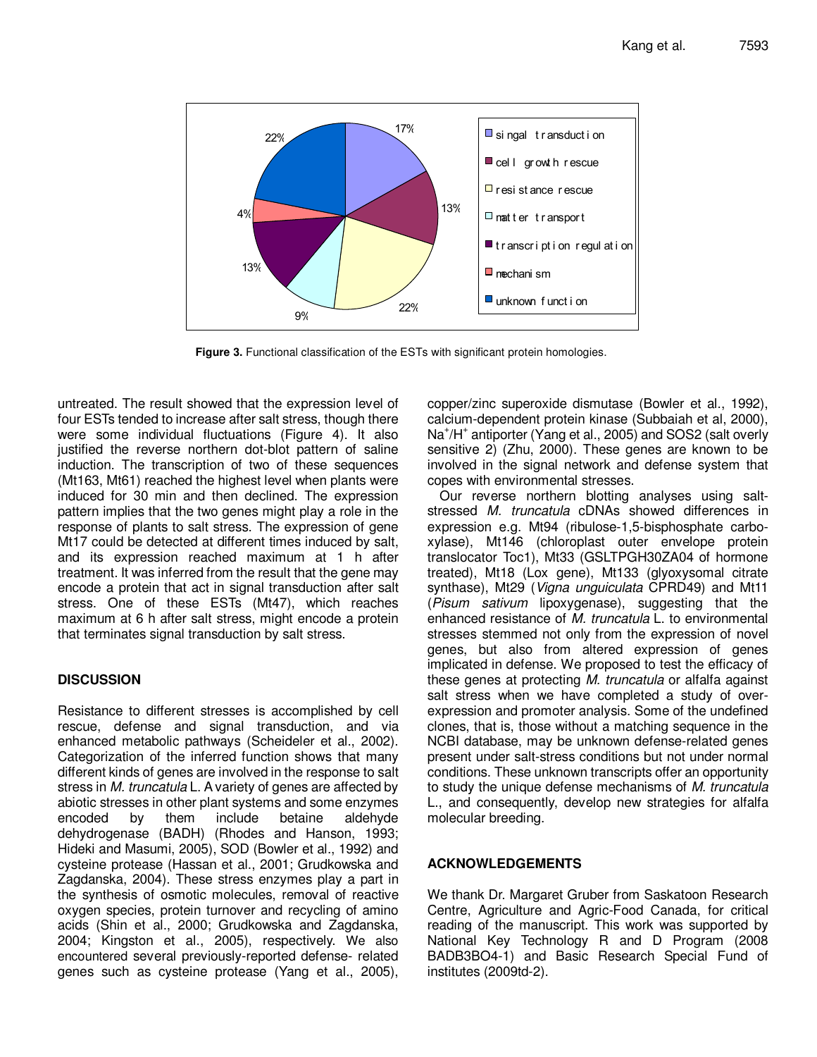**Figure 3.** Functional classification of the ESTs with significant protein homologies.

untreated. The result showed that the expression level of four ESTs tended to increase after salt stress, though there were some individual fluctuations (Figure 4). It also justified the reverse northern dot-blot pattern of saline induction. The transcription of two of these sequences (Mt163, Mt61) reached the highest level when plants were induced for 30 min and then declined. The expression pattern implies that the two genes might play a role in the response of plants to salt stress. The expression of gene Mt17 could be detected at different times induced by salt, and its expression reached maximum at 1 h after treatment. It was inferred from the result that the gene may encode a protein that act in signal transduction after salt stress. One of these ESTs (Mt47), which reaches maximum at 6 h after salt stress, might encode a protein that terminates signal transduction by salt stress.

## DISCUSSION

Resistance to different stresses is accomplished by cell rescue, defense and signal transduction, and via enhanced metabolic pathways (Scheideler et al., 2002). Categorization of the inferred function shows that many different kinds of genes are involved in the response to salt stress in *M. truncatula* L. A variety of genes are affected by abiotic stresses in other plant systems and some enzymes encoded by them include betaine aldehyde dehydrogenase (BADH) (Rhodes and Hanson, 1993; Hideki and Masumi, 2005), SOD (Bowler et al., 1992) and cysteine protease (Hassan et al., 2001; Grudkowska and Zagdanska, 2004). These stress enzymes play a part in the synthesis of osmotic molecules, removal of reactive oxygen species, protein turnover and recycling of amino acids (Shin et al., 2000; Grudkowska and Zagdanska, 2004; Kingston et al., 2005), respectively. We also encountered several previously-reported defense- related genes such as cysteine protease (Yang et al., 2005), copper/zinc superoxide dismutase (Bowler et al., 1992), calcium-dependent protein kinase (Subbaiah et al, 2000), $Na^+/H^+$ antiporter (Yang et al., 2005) and SOS2 (salt overly sensitive 2) (Zhu, 2000). These genes are known to be involved in the signal network and defense system that copes with environmental stresses.

Our reverse northern blotting analyses using salt-stressed *M. truncatula* cDNAs showed differences in expression e.g. Mt94 (ribulose-1,5-bisphosphate carboxylase), Mt146 (chloroplast outer envelope protein translocator Toc1), Mt33 (GSLTPGH30ZA04 of hormone treated), Mt18 (Lox gene), Mt133 (glyoxysomal citrate synthase), Mt29 (*Vigna unguiculata* CPRD49) and Mt11 (*Pisum sativum* lipoxygenase), suggesting that the enhanced resistance of *M. truncatula* L. to environmental stresses stemmed not only from the expression of novel genes, but also from altered expression of genes implicated in defense. We proposed to test the efficacy of these genes at protecting *M. truncatula* or alfalfa against salt stress when we have completed a study of over-expression and promoter analysis. Some of the undefined clones, that is, those without a matching sequence in the NCBI database, may be unknown defense-related genes present under salt-stress conditions but not under normal conditions. These unknown transcripts offer an opportunity to study the unique defense mechanisms of *M. truncatula* L., and consequently, develop new strategies for alfalfa molecular breeding.

## ACKNOWLEDGEMENTS

We thank Dr. Margaret Gruber from Saskatoon Research Centre, Agriculture and Agric-Food Canada, for critical reading of the manuscript. This work was supported by National Key Technology R and D Program (2008 BADB3BO4-1) and Basic Research Special Fund of institutes (2009td-2).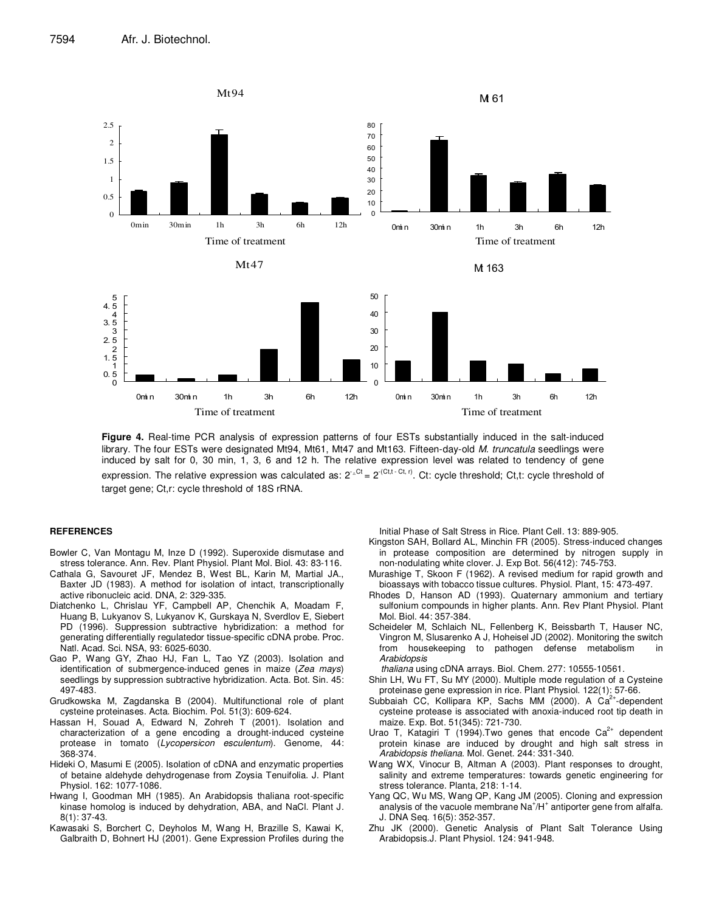**Figure 4.** Real-time PCR analysis of expression patterns of four ESTs substantially induced in the salt-induced library. The four ESTs were designated Mt94, Mt61, Mt47 and Mt163. Fifteen-day-old *M. truncatula* seedlings were induced by salt for 0, 30 min, 1, 3, 6 and 12 h. The relative expression level was related to tendency of gene expression. The relative expression was calculated as: $2^{-\Delta Ct} = 2^{-(Ct,t - Ct,r)}$. Ct: cycle threshold; Ct,t: cycle threshold of target gene; Ct,r: cycle threshold of 18S rRNA.

## REFERENCES

Bowler C, Van Montagu M, Inze D (1992). Superoxide dismutase and stress tolerance. Ann. Rev. Plant Physiol. Plant Mol. Biol. 43: 83-116.

Cathala G, Savouret JF, Mendez B, West BL, Karin M, Martial JA., Baxter JD (1983). A method for isolation of intact, transcriptionally active ribonucleic acid. DNA, 2: 329-335.

Diatchenko L, Chrislau YF, Campbell AP, Chenchik A, Moadam F, Huang B, Lukyanov S, Lukyanov K, Gurskaya N, Sverdlov E, Siebert PD (1996). Suppression subtractive hybridization: a method for generating differentially regulatedor tissue-specific cDNA probe. Proc. Natl. Acad. Sci. NSA, 93: 6025-6030.

Gao P, Wang GY, Zhao HJ, Fan L, Tao YZ (2003). Isolation and identification of submergence-induced genes in maize (*Zea mays*) seedlings by suppression subtractive hybridization. Acta. Bot. Sin. 45: 497-483.

Grudkowska M, Zagdanska B (2004). Multifunctional role of plant cysteine proteinases. Acta. Biochim. Pol. 51(3): 609-624.

Hassan H, Souad A, Edward N, Zohreh T (2001). Isolation and characterization of a gene encoding a drought-induced cysteine protease in tomato (*Lycopersicon esculentum*). Genome, 44: 368-374.

Hideki O, Masumi E (2005). Isolation of cDNA and enzymatic properties of betaine aldehyde dehydrogenase from Zoysia Tenuifolia. J. Plant Physiol. 162: 1077-1086.

Hwang I, Goodman MH (1985). An Arabidopsis thaliana root-specific kinase homolog is induced by dehydration, ABA, and NaCl. Plant J. 8(1): 37-43.

Kawasaki S, Borchert C, Deyholos M, Wang H, Brazille S, Kawai K, Galbraith D, Bohnert HJ (2001). Gene Expression Profiles during the Initial Phase of Salt Stress in Rice. Plant Cell. 13: 889-905.

Kingston SAH, Bollard AL, Minchin FR (2005). Stress-induced changes in protease composition are determined by nitrogen supply in non-nodulating white clover. J. Exp Bot. 56(412): 745-753.

Murashige T, Skoon F (1962). A revised medium for rapid growth and bioassays with tobacco tissue cultures. Physiol. Plant, 15: 473-497.

Rhodes D, Hanson AD (1993). Quaternary ammonium and tertiary sulfonium compounds in higher plants. Ann. Rev Plant Physiol. Plant Mol. Biol. 44: 357-384.

Scheideler M, Schlaich NL, Fellenberg K, Beissbarth T, Hauser NC, Vingron M, Slusarenko A J, Hoheisel JD (2002). Monitoring the switch from housekeeping to pathogen defense metabolism in *Arabidopsis thaliana* using cDNA arrays. Biol. Chem. 277: 10555-10561.

Shin LH, Wu FT, Su MY (2000). Multiple mode regulation of a Cysteine proteinase gene expression in rice. Plant Physiol. 122(1): 57-66.

Subbaiah CC, Kollipara KP, Sachs MM (2000). A $Ca^{2+}$-dependent cysteine protease is associated with anoxia-induced root tip death in maize. Exp. Bot. 51(345): 721-730.

Urao T, Katagiri T (1994).Two genes that encode $Ca^{2+}$ dependent protein kinase are induced by drought and high salt stress in *Arabidopsis theliana*. Mol. Genet. 244: 331-340.

Wang WX, Vinocur B, Altman A (2003). Plant responses to drought, salinity and extreme temperatures: towards genetic engineering for stress tolerance. Planta, 218: 1-14.

Yang QC, Wu MS, Wang QP, Kang JM (2005). Cloning and expression analysis of the vacuole membrane $Na^{+}/H^{+}$ antiporter gene from alfalfa. J. DNA Seq. 16(5): 352-357.

Zhu JK (2000). Genetic Analysis of Plant Salt Tolerance Using Arabidopsis.J. Plant Physiol. 124: 941-948.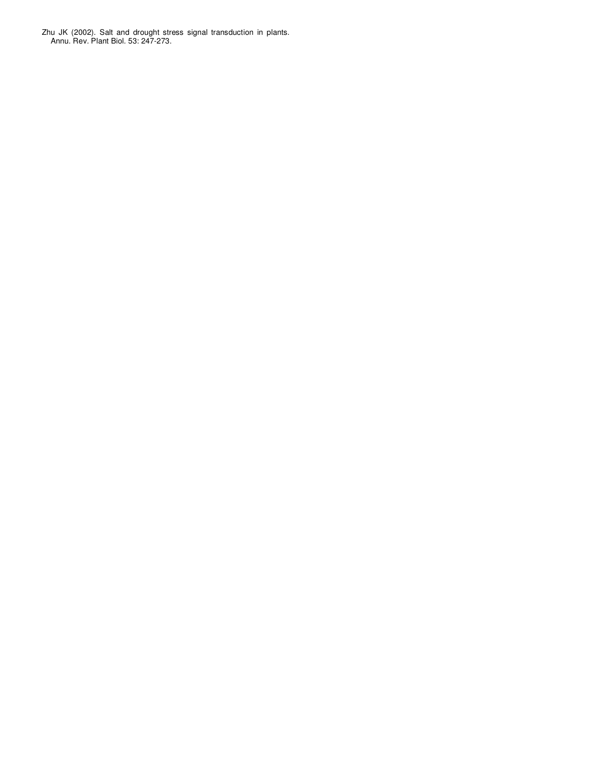Zhu JK (2002). Salt and drought stress signal transduction in plants. Annu. Rev. Plant Biol. 53: 247-273.